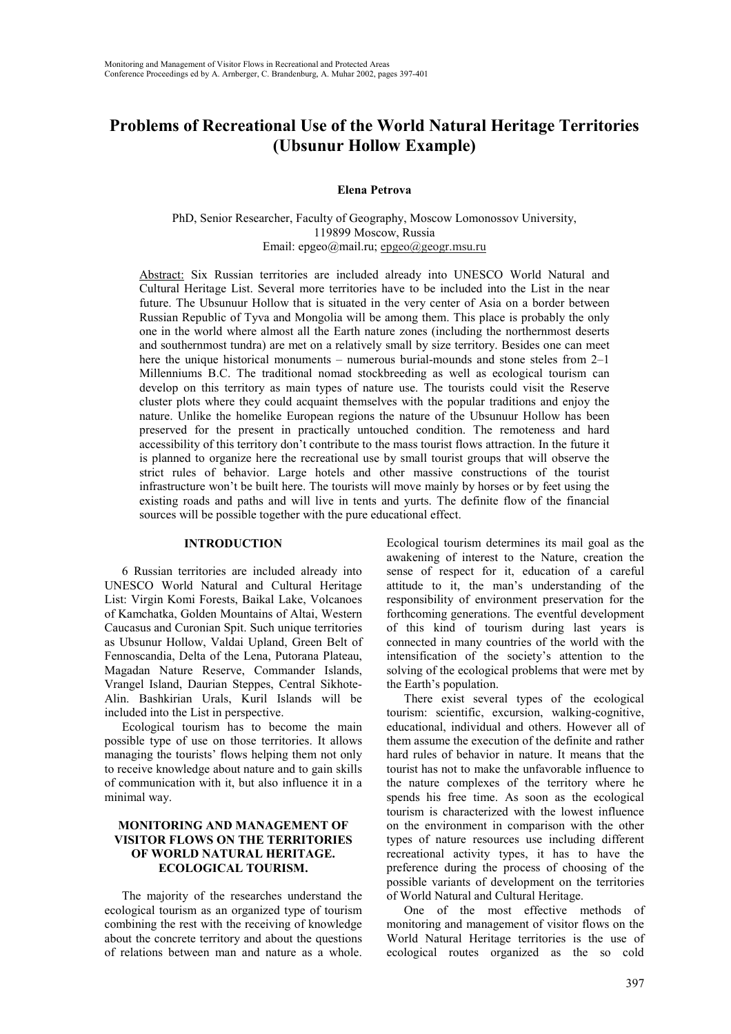# Problems of Recreational Use of the World Natural Heritage Territories (Ubsunur Hollow Example)

**Elena Petrova**

PhD, Senior Researcher, Faculty of Geography, Moscow Lomonossov University, 119899 Moscow, Russia
Email: epgeo@mail.ru; epgeo@geogr.msu.ru

Abstract: Six Russian territories are included already into UNESCO World Natural and Cultural Heritage List. Several more territories have to be included into the List in the near future. The Ubsunuur Hollow that is situated in the very center of Asia on a border between Russian Republic of Tyva and Mongolia will be among them. This place is probably the only one in the world where almost all the Earth nature zones (including the northernmost deserts and southernmost tundra) are met on a relatively small by size territory. Besides one can meet here the unique historical monuments – numerous burial-mounds and stone steles from 2–1 Millenniums B.C. The traditional nomad stockbreeding as well as ecological tourism can develop on this territory as main types of nature use. The tourists could visit the Reserve cluster plots where they could acquaint themselves with the popular traditions and enjoy the nature. Unlike the homelike European regions the nature of the Ubsunuur Hollow has been preserved for the present in practically untouched condition. The remoteness and hard accessibility of this territory don't contribute to the mass tourist flows attraction. In the future it is planned to organize here the recreational use by small tourist groups that will observe the strict rules of behavior. Large hotels and other massive constructions of the tourist infrastructure won't be built here. The tourists will move mainly by horses or by feet using the existing roads and paths and will live in tents and yurts. The definite flow of the financial sources will be possible together with the pure educational effect.

## INTRODUCTION

6 Russian territories are included already into UNESCO World Natural and Cultural Heritage List: Virgin Komi Forests, Baikal Lake, Volcanoes of Kamchatka, Golden Mountains of Altai, Western Caucasus and Curonian Spit. Such unique territories as Ubsunur Hollow, Valdai Upland, Green Belt of Fennoscandia, Delta of the Lena, Putorana Plateau, Magadan Nature Reserve, Commander Islands, Vrangel Island, Daurian Steppes, Central Sikhote-Alin. Bashkirian Urals, Kuril Islands will be included into the List in perspective.

Ecological tourism has to become the main possible type of use on those territories. It allows managing the tourists' flows helping them not only to receive knowledge about nature and to gain skills of communication with it, but also influence it in a minimal way.

## MONITORING AND MANAGEMENT OF VISITOR FLOWS ON THE TERRITORIES OF WORLD NATURAL HERITAGE. ECOLOGICAL TOURISM.

The majority of the researches understand the ecological tourism as an organized type of tourism combining the rest with the receiving of knowledge about the concrete territory and about the questions of relations between man and nature as a whole. Ecological tourism determines its mail goal as the awakening of interest to the Nature, creation the sense of respect for it, education of a careful attitude to it, the man's understanding of the responsibility of environment preservation for the forthcoming generations. The eventful development of this kind of tourism during last years is connected in many countries of the world with the intensification of the society's attention to the solving of the ecological problems that were met by the Earth's population.

There exist several types of the ecological tourism: scientific, excursion, walking-cognitive, educational, individual and others. However all of them assume the execution of the definite and rather hard rules of behavior in nature. It means that the tourist has not to make the unfavorable influence to the nature complexes of the territory where he spends his free time. As soon as the ecological tourism is characterized with the lowest influence on the environment in comparison with the other types of nature resources use including different recreational activity types, it has to have the preference during the process of choosing of the possible variants of development on the territories of World Natural and Cultural Heritage.

One of the most effective methods of monitoring and management of visitor flows on the World Natural Heritage territories is the use of ecological routes organized as the so cold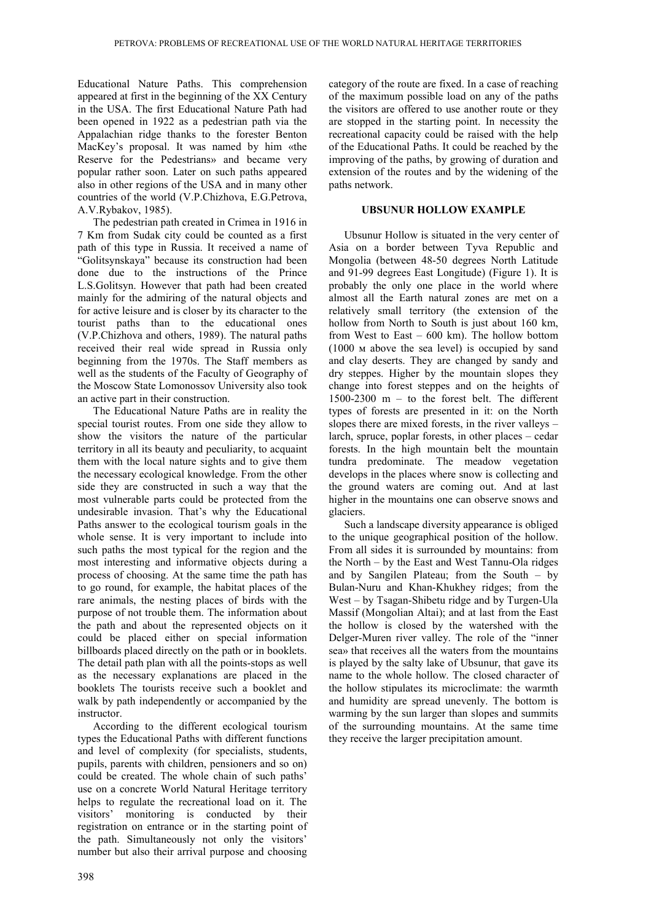Educational Nature Paths. This comprehension appeared at first in the beginning of the XX Century in the USA. The first Educational Nature Path had been opened in 1922 as a pedestrian path via the Appalachian ridge thanks to the forester Benton MacKey's proposal. It was named by him «the Reserve for the Pedestrians» and became very popular rather soon. Later on such paths appeared also in other regions of the USA and in many other countries of the world (V.P.Chizhova, E.G.Petrova, A.V.Rybakov, 1985).

The pedestrian path created in Crimea in 1916 in 7 Km from Sudak city could be counted as a first path of this type in Russia. It received a name of "Golitsynskaya" because its construction had been done due to the instructions of the Prince L.S.Golitsyn. However that path had been created mainly for the admiring of the natural objects and for active leisure and is closer by its character to the tourist paths than to the educational ones (V.P.Chizhova and others, 1989). The natural paths received their real wide spread in Russia only beginning from the 1970s. The Staff members as well as the students of the Faculty of Geography of the Moscow State Lomonossov University also took an active part in their construction.

The Educational Nature Paths are in reality the special tourist routes. From one side they allow to show the visitors the nature of the particular territory in all its beauty and peculiarity, to acquaint them with the local nature sights and to give them the necessary ecological knowledge. From the other side they are constructed in such a way that the most vulnerable parts could be protected from the undesirable invasion. That's why the Educational Paths answer to the ecological tourism goals in the whole sense. It is very important to include into such paths the most typical for the region and the most interesting and informative objects during a process of choosing. At the same time the path has to go round, for example, the habitat places of the rare animals, the nesting places of birds with the purpose of not trouble them. The information about the path and about the represented objects on it could be placed either on special information billboards placed directly on the path or in booklets. The detail path plan with all the points-stops as well as the necessary explanations are placed in the booklets The tourists receive such a booklet and walk by path independently or accompanied by the instructor.

According to the different ecological tourism types the Educational Paths with different functions and level of complexity (for specialists, students, pupils, parents with children, pensioners and so on) could be created. The whole chain of such paths' use on a concrete World Natural Heritage territory helps to regulate the recreational load on it. The visitors' monitoring is conducted by their registration on entrance or in the starting point of the path. Simultaneously not only the visitors' number but also their arrival purpose and choosing category of the route are fixed. In a case of reaching of the maximum possible load on any of the paths the visitors are offered to use another route or they are stopped in the starting point. In necessity the recreational capacity could be raised with the help of the Educational Paths. It could be reached by the improving of the paths, by growing of duration and extension of the routes and by the widening of the paths network.

## UBSUNUR HOLLOW EXAMPLE

Ubsunur Hollow is situated in the very center of Asia on a border between Tyva Republic and Mongolia (between 48-50 degrees North Latitude and 91-99 degrees East Longitude) (Figure 1). It is probably the only one place in the world where almost all the Earth natural zones are met on a relatively small territory (the extension of the hollow from North to South is just about 160 km, from West to East – 600 km). The hollow bottom (1000 м above the sea level) is occupied by sand and clay deserts. They are changed by sandy and dry steppes. Higher by the mountain slopes they change into forest steppes and on the heights of 1500-2300 m – to the forest belt. The different types of forests are presented in it: on the North slopes there are mixed forests, in the river valleys – larch, spruce, poplar forests, in other places – cedar forests. In the high mountain belt the mountain tundra predominate. The meadow vegetation develops in the places where snow is collecting and the ground waters are coming out. And at last higher in the mountains one can observe snows and glaciers.

Such a landscape diversity appearance is obliged to the unique geographical position of the hollow. From all sides it is surrounded by mountains: from the North – by the East and West Tannu-Ola ridges and by Sangilen Plateau; from the South – by Bulan-Nuru and Khan-Khukhey ridges; from the West – by Tsagan-Shibetu ridge and by Turgen-Ula Massif (Mongolian Altai); and at last from the East the hollow is closed by the watershed with the Delger-Muren river valley. The role of the "inner sea» that receives all the waters from the mountains is played by the salty lake of Ubsunur, that gave its name to the whole hollow. The closed character of the hollow stipulates its microclimate: the warmth and humidity are spread unevenly. The bottom is warming by the sun larger than slopes and summits of the surrounding mountains. At the same time they receive the larger precipitation amount.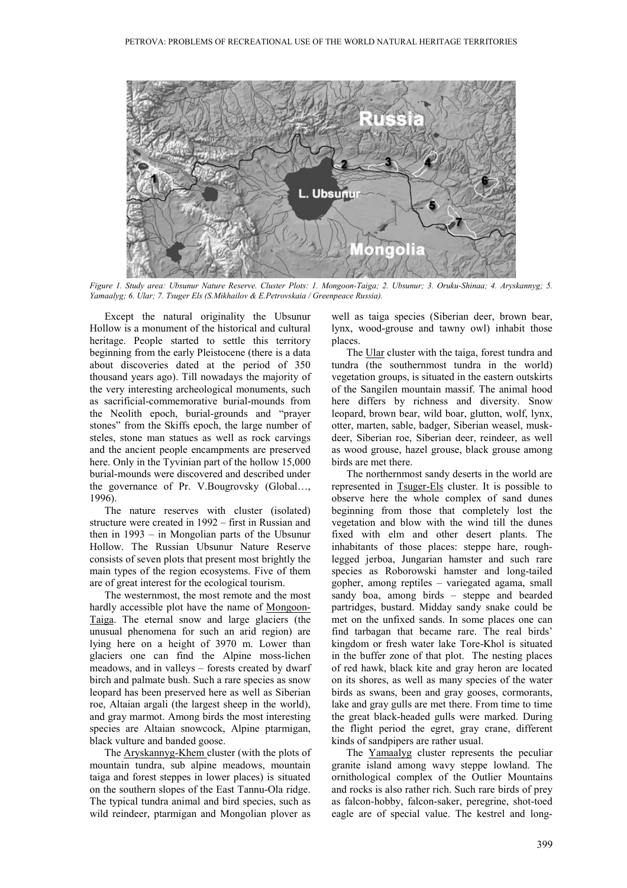*Figure 1. Study area: Ubsunur Nature Reserve. Cluster Plots: 1. Mongoon-Taiga; 2. Ubsunur; 3. Oruku-Shinaa; 4. Aryskannyg; 5. Yamaalyg; 6. Ular; 7. Tsuger Els (S.Mikhailov & E.Petrovskaia / Greenpeace Russia).*

Except the natural originality the Ubsunur Hollow is a monument of the historical and cultural heritage. People started to settle this territory beginning from the early Pleistocene (there is a data about discoveries dated at the period of 350 thousand years ago). Till nowadays the majority of the very interesting archeological monuments, such as sacrificial-commemorative burial-mounds from the Neolith epoch, burial-grounds and "prayer stones" from the Skiffs epoch, the large number of steles, stone man statues as well as rock carvings and the ancient people encampments are preserved here. Only in the Tyvinian part of the hollow 15,000 burial-mounds were discovered and described under the governance of Pr. V.Bougrovsky (Global…, 1996).

The nature reserves with cluster (isolated) structure were created in 1992 – first in Russian and then in 1993 – in Mongolian parts of the Ubsunur Hollow. The Russian Ubsunur Nature Reserve consists of seven plots that present most brightly the main types of the region ecosystems. Five of them are of great interest for the ecological tourism.

The westernmost, the most remote and the most hardly accessible plot have the name of Mongoon-Taiga. The eternal snow and large glaciers (the unusual phenomena for such an arid region) are lying here on a height of 3970 m. Lower than glaciers one can find the Alpine moss-lichen meadows, and in valleys – forests created by dwarf birch and palmate bush. Such a rare species as snow leopard has been preserved here as well as Siberian roe, Altaian argali (the largest sheep in the world), and gray marmot. Among birds the most interesting species are Altaian snowcock, Alpine ptarmigan, black vulture and banded goose.

The Aryskannyg-Khem cluster (with the plots of mountain tundra, sub alpine meadows, mountain taiga and forest steppes in lower places) is situated on the southern slopes of the East Tannu-Ola ridge. The typical tundra animal and bird species, such as wild reindeer, ptarmigan and Mongolian plover as well as taiga species (Siberian deer, brown bear, lynx, wood-grouse and tawny owl) inhabit those places.

The Ular cluster with the taiga, forest tundra and tundra (the southernmost tundra in the world) vegetation groups, is situated in the eastern outskirts of the Sangilen mountain massif. The animal hood here differs by richness and diversity. Snow leopard, brown bear, wild boar, glutton, wolf, lynx, otter, marten, sable, badger, Siberian weasel, musk-deer, Siberian roe, Siberian deer, reindeer, as well as wood grouse, hazel grouse, black grouse among birds are met there.

The northernmost sandy deserts in the world are represented in Tsuger-Els cluster. It is possible to observe here the whole complex of sand dunes beginning from those that completely lost the vegetation and blow with the wind till the dunes fixed with elm and other desert plants. The inhabitants of those places: steppe hare, rough-legged jerboa, Jungarian hamster and such rare species as Roborowski hamster and long-tailed gopher, among reptiles – variegated agama, small sandy boa, among birds – steppe and bearded partridges, bustard. Midday sandy snake could be met on the unfixed sands. In some places one can find tarbagan that became rare. The real birds' kingdom or fresh water lake Tore-Khol is situated in the buffer zone of that plot. The nesting places of red hawk, black kite and gray heron are located on its shores, as well as many species of the water birds as swans, been and gray gooses, cormorants, lake and gray gulls are met there. From time to time the great black-headed gulls were marked. During the flight period the egret, gray crane, different kinds of sandpipers are rather usual.

The Yamaalyg cluster represents the peculiar granite island among wavy steppe lowland. The ornithological complex of the Outlier Mountains and rocks is also rather rich. Such rare birds of prey as falcon-hobby, falcon-saker, peregrine, shot-toed eagle are of special value. The kestrel and long-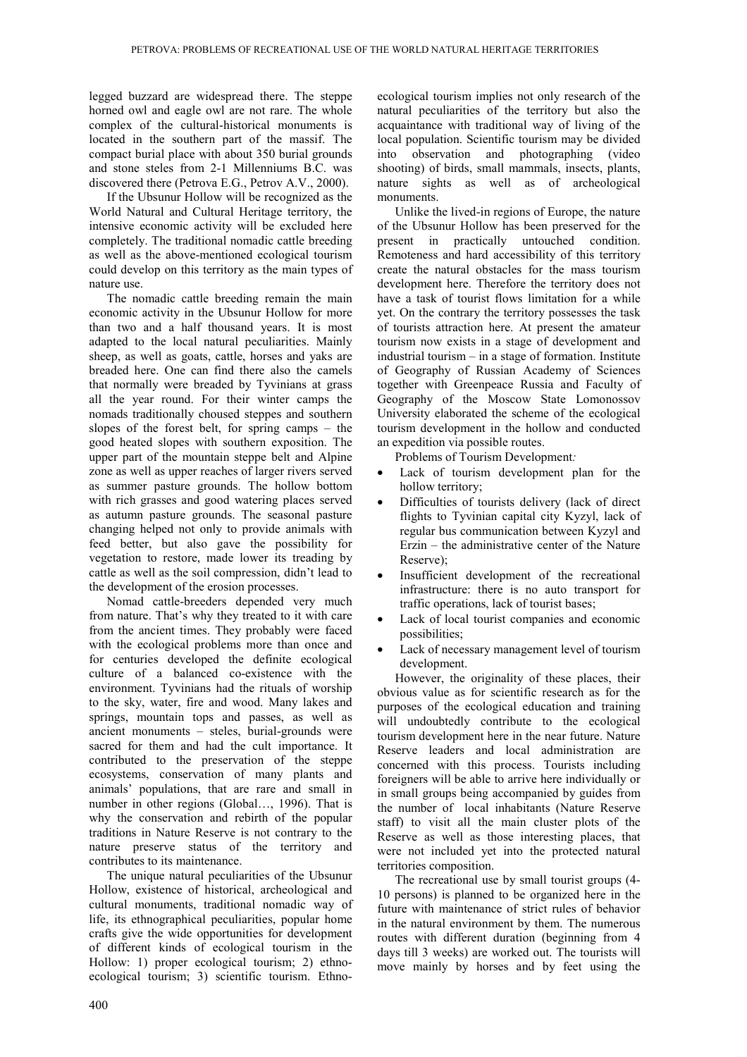legged buzzard are widespread there. The steppe horned owl and eagle owl are not rare. The whole complex of the cultural-historical monuments is located in the southern part of the massif. The compact burial place with about 350 burial grounds and stone steles from 2-1 Millenniums B.C. was discovered there (Petrova E.G., Petrov A.V., 2000).

If the Ubsunur Hollow will be recognized as the World Natural and Cultural Heritage territory, the intensive economic activity will be excluded here completely. The traditional nomadic cattle breeding as well as the above-mentioned ecological tourism could develop on this territory as the main types of nature use.

The nomadic cattle breeding remain the main economic activity in the Ubsunur Hollow for more than two and a half thousand years. It is most adapted to the local natural peculiarities. Mainly sheep, as well as goats, cattle, horses and yaks are breaded here. One can find there also the camels that normally were breaded by Tyvinians at grass all the year round. For their winter camps the nomads traditionally choused steppes and southern slopes of the forest belt, for spring camps – the good heated slopes with southern exposition. The upper part of the mountain steppe belt and Alpine zone as well as upper reaches of larger rivers served as summer pasture grounds. The hollow bottom with rich grasses and good watering places served as autumn pasture grounds. The seasonal pasture changing helped not only to provide animals with feed better, but also gave the possibility for vegetation to restore, made lower its treading by cattle as well as the soil compression, didn't lead to the development of the erosion processes.

Nomad cattle-breeders depended very much from nature. That's why they treated to it with care from the ancient times. They probably were faced with the ecological problems more than once and for centuries developed the definite ecological culture of a balanced co-existence with the environment. Tyvinians had the rituals of worship to the sky, water, fire and wood. Many lakes and springs, mountain tops and passes, as well as ancient monuments – steles, burial-grounds were sacred for them and had the cult importance. It contributed to the preservation of the steppe ecosystems, conservation of many plants and animals' populations, that are rare and small in number in other regions (Global…, 1996). That is why the conservation and rebirth of the popular traditions in Nature Reserve is not contrary to the nature preserve status of the territory and contributes to its maintenance.

The unique natural peculiarities of the Ubsunur Hollow, existence of historical, archeological and cultural monuments, traditional nomadic way of life, its ethnographical peculiarities, popular home crafts give the wide opportunities for development of different kinds of ecological tourism in the Hollow: 1) proper ecological tourism; 2) ethno-ecological tourism; 3) scientific tourism. Ethno-ecological tourism implies not only research of the natural peculiarities of the territory but also the acquaintance with traditional way of living of the local population. Scientific tourism may be divided into observation and photographing (video shooting) of birds, small mammals, insects, plants, nature sights as well as of archeological monuments.

Unlike the lived-in regions of Europe, the nature of the Ubsunur Hollow has been preserved for the present in practically untouched condition. Remoteness and hard accessibility of this territory create the natural obstacles for the mass tourism development here. Therefore the territory does not have a task of tourist flows limitation for a while yet. On the contrary the territory possesses the task of tourists attraction here. At present the amateur tourism now exists in a stage of development and industrial tourism – in a stage of formation. Institute of Geography of Russian Academy of Sciences together with Greenpeace Russia and Faculty of Geography of the Moscow State Lomonossov University elaborated the scheme of the ecological tourism development in the hollow and conducted an expedition via possible routes.

Problems of Tourism Development*:*

- Lack of tourism development plan for the hollow territory;
- Difficulties of tourists delivery (lack of direct flights to Tyvinian capital city Kyzyl, lack of regular bus communication between Kyzyl and Erzin – the administrative center of the Nature Reserve);
- Insufficient development of the recreational infrastructure: there is no auto transport for traffic operations, lack of tourist bases;
- Lack of local tourist companies and economic possibilities;
- Lack of necessary management level of tourism development.

However, the originality of these places, their obvious value as for scientific research as for the purposes of the ecological education and training will undoubtedly contribute to the ecological tourism development here in the near future. Nature Reserve leaders and local administration are concerned with this process. Tourists including foreigners will be able to arrive here individually or in small groups being accompanied by guides from the number of local inhabitants (Nature Reserve staff) to visit all the main cluster plots of the Reserve as well as those interesting places, that were not included yet into the protected natural territories composition.

The recreational use by small tourist groups (4-10 persons) is planned to be organized here in the future with maintenance of strict rules of behavior in the natural environment by them. The numerous routes with different duration (beginning from 4 days till 3 weeks) are worked out. The tourists will move mainly by horses and by feet using the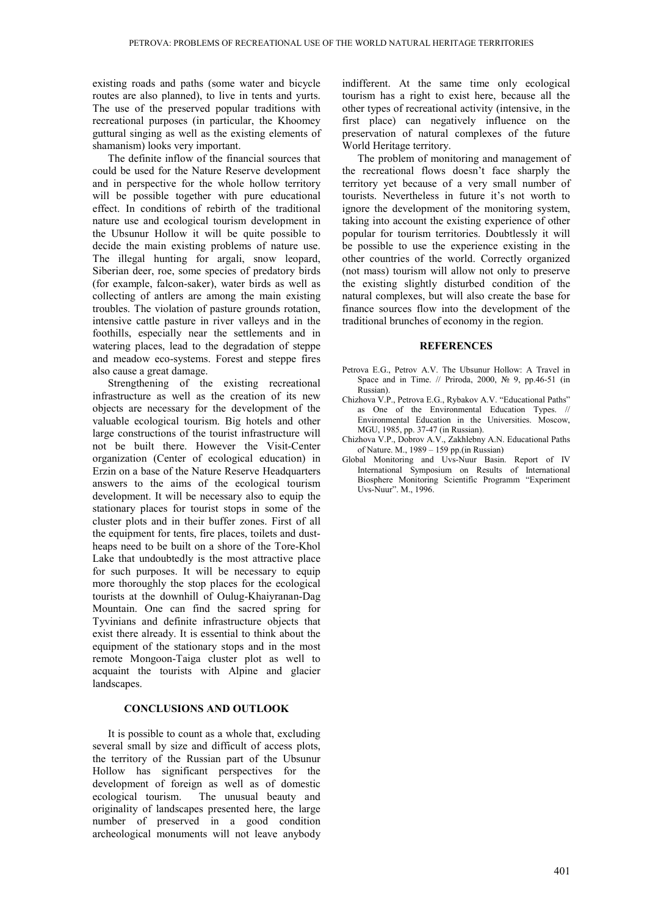existing roads and paths (some water and bicycle routes are also planned), to live in tents and yurts. The use of the preserved popular traditions with recreational purposes (in particular, the Khoomey guttural singing as well as the existing elements of shamanism) looks very important.

The definite inflow of the financial sources that could be used for the Nature Reserve development and in perspective for the whole hollow territory will be possible together with pure educational effect. In conditions of rebirth of the traditional nature use and ecological tourism development in the Ubsunur Hollow it will be quite possible to decide the main existing problems of nature use. The illegal hunting for argali, snow leopard, Siberian deer, roe, some species of predatory birds (for example, falcon-saker), water birds as well as collecting of antlers are among the main existing troubles. The violation of pasture grounds rotation, intensive cattle pasture in river valleys and in the foothills, especially near the settlements and in watering places, lead to the degradation of steppe and meadow eco-systems. Forest and steppe fires also cause a great damage.

Strengthening of the existing recreational infrastructure as well as the creation of its new objects are necessary for the development of the valuable ecological tourism. Big hotels and other large constructions of the tourist infrastructure will not be built there. However the Visit-Center organization (Center of ecological education) in Erzin on a base of the Nature Reserve Headquarters answers to the aims of the ecological tourism development. It will be necessary also to equip the stationary places for tourist stops in some of the cluster plots and in their buffer zones. First of all the equipment for tents, fire places, toilets and dust-heaps need to be built on a shore of the Tore-Khol Lake that undoubtedly is the most attractive place for such purposes. It will be necessary to equip more thoroughly the stop places for the ecological tourists at the downhill of Oulug-Khaiyranan-Dag Mountain. One can find the sacred spring for Tyvinians and definite infrastructure objects that exist there already. It is essential to think about the equipment of the stationary stops and in the most remote Mongoon-Taiga cluster plot as well to acquaint the tourists with Alpine and glacier landscapes.

## CONCLUSIONS AND OUTLOOK

It is possible to count as a whole that, excluding several small by size and difficult of access plots, the territory of the Russian part of the Ubsunur Hollow has significant perspectives for the development of foreign as well as of domestic ecological tourism. The unusual beauty and originality of landscapes presented here, the large number of preserved in a good condition archeological monuments will not leave anybody indifferent. At the same time only ecological tourism has a right to exist here, because all the other types of recreational activity (intensive, in the first place) can negatively influence on the preservation of natural complexes of the future World Heritage territory.

The problem of monitoring and management of the recreational flows doesn't face sharply the territory yet because of a very small number of tourists. Nevertheless in future it's not worth to ignore the development of the monitoring system, taking into account the existing experience of other popular for tourism territories. Doubtlessly it will be possible to use the experience existing in the other countries of the world. Correctly organized (not mass) tourism will allow not only to preserve the existing slightly disturbed condition of the natural complexes, but will also create the base for finance sources flow into the development of the traditional brunches of economy in the region.

## REFERENCES

Petrova E.G., Petrov A.V. The Ubsunur Hollow: A Travel in Space and in Time. // Priroda, 2000, № 9, pp.46-51 (in Russian).

Chizhova V.P., Petrova E.G., Rybakov A.V. "Educational Paths" as One of the Environmental Education Types. // Environmental Education in the Universities. Moscow, MGU, 1985, pp. 37-47 (in Russian).

Chizhova V.P., Dobrov A.V., Zakhlebny A.N. Educational Paths of Nature. M., 1989 – 159 pp.(in Russian)

Global Monitoring and Uvs-Nuur Basin. Report of IV International Symposium on Results of International Biosphere Monitoring Scientific Programm "Experiment Uvs-Nuur". M., 1996.